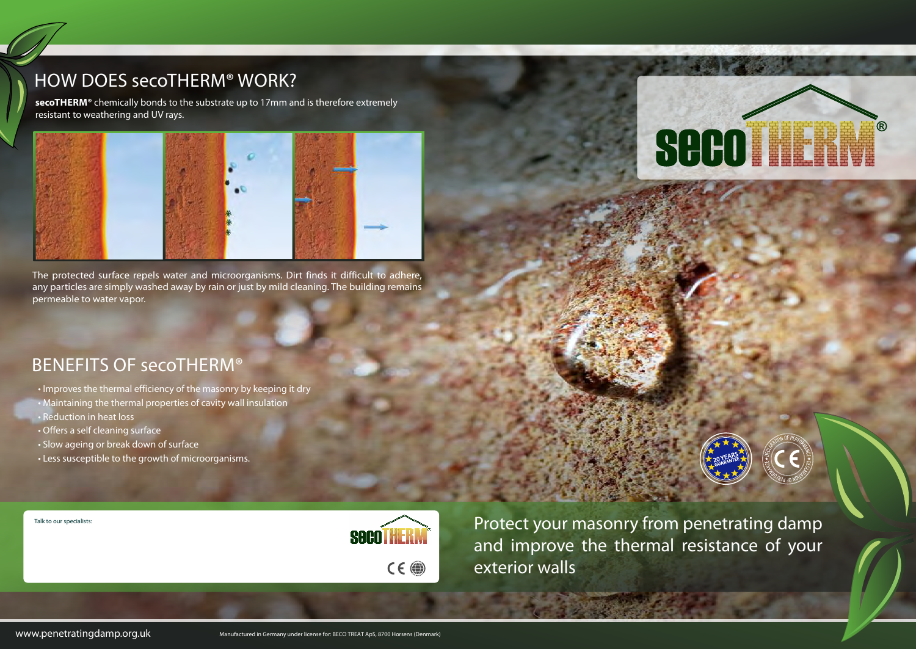# HOW DOES secoTHERM® WORK?

**secoTHERM®** chemically bonds to the substrate up to 17mm and is therefore extremely resistant to weathering and UV rays.

The protected surface repels water and microorganisms. Dirt finds it difficult to adhere, any particles are simply washed away by rain or just by mild cleaning. The building remains permeable to water vapor.

# BENEFITS OF secoTHERM®

- Improves the thermal efficiency of the masonry by keeping it dry
- Maintaining the thermal properties of cavity wall insulation
- Reduction in heat loss
- Offers a self cleaning surface
- Slow ageing or break down of surface
- Less susceptible to the growth of microorganisms.

secoTHERM®

20 YEARS GUARANTEE

DECLARATION OF PERFORMANCE CE

Talk to our specialists:

secoTHERM

Protect your masonry from penetrating damp and improve the thermal resistance of your exterior walls

www.penetratingdamp.org.uk

Manufactured in Germany under license for: BECO TREAT ApS, 8700 Horsens (Denmark)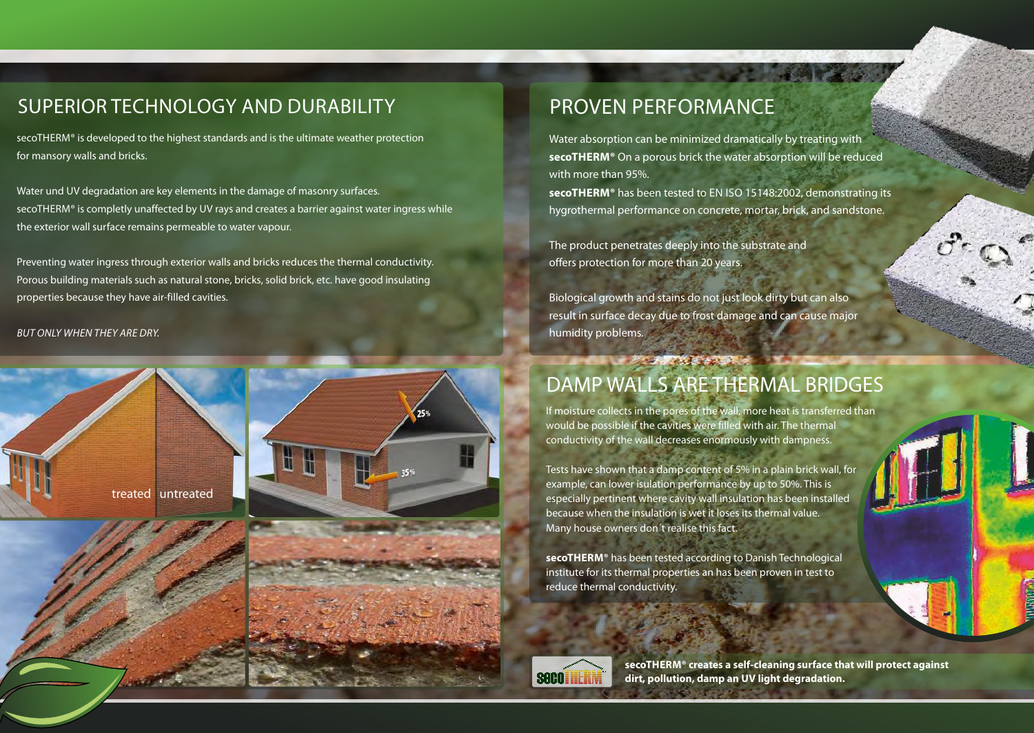## SUPERIOR TECHNOLOGY AND DURABILITY

secoTHERM® is developed to the highest standards and is the ultimate weather protection for mansory walls and bricks.

Water und UV degradation are key elements in the damage of masonry surfaces. secoTHERM® is completly unaffected by UV rays and creates a barrier against water ingress while the exterior wall surface remains permeable to water vapour.

Preventing water ingress through exterior walls and bricks reduces the thermal conductivity. Porous building materials such as natural stone, bricks, solid brick, etc. have good insulating properties because they have air-filled cavities.

*BUT ONLY WHEN THEY ARE DRY.*

treated untreated

25%

35%

## PROVEN PERFORMANCE

Water absorption can be minimized dramatically by treating with **secoTHERM®** On a porous brick the water absorption will be reduced with more than 95%.

**secoTHERM®** has been tested to EN ISO 15148:2002, demonstrating its hygrothermal performance on concrete, mortar, brick, and sandstone.

The product penetrates deeply into the substrate and offers protection for more than 20 years.

Biological growth and stains do not just look dirty but can also result in surface decay due to frost damage and can cause major humidity problems.

## DAMP WALLS ARE THERMAL BRIDGES

If moisture collects in the pores of the wall, more heat is transferred than would be possible if the cavities were filled with air. The thermal conductivity of the wall decreases enormously with dampness.

Tests have shown that a damp content of 5% in a plain brick wall, for example, can lower isulation performance by up to 50%. This is especially pertinent where cavity wall insulation has been installed because when the insulation is wet it loses its thermal value. Many house owners don´t realise this fact.

**secoTHERM®** has been tested according to Danish Technological institute for its thermal properties an has been proven in test to reduce thermal conductivity.

**secoTHERM® creates a self-cleaning surface that will protect against dirt, pollution, damp an UV light degradation.**